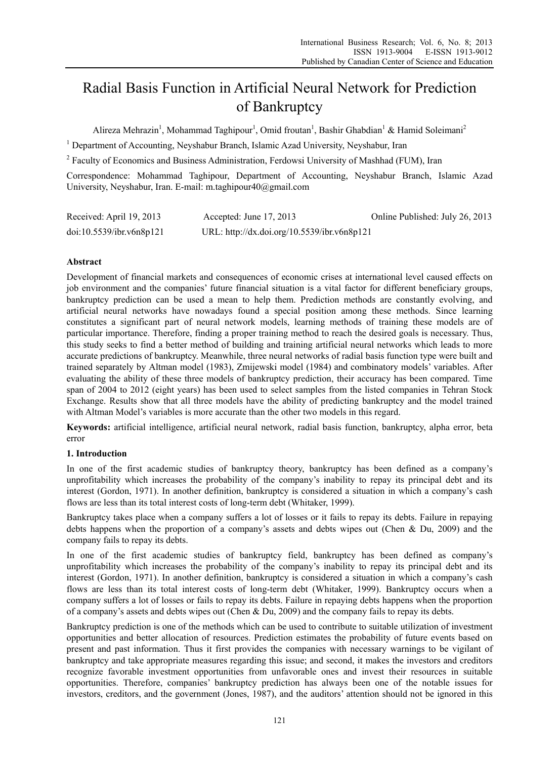# Radial Basis Function in Artificial Neural Network for Prediction of Bankruptcy

Alireza Mehrazin[1], Mohammad Taghipour[1], Omid froutan[1], Bashir Ghabdian[1] & Hamid Soleimani[2]

[1] Department of Accounting, Neyshabur Branch, Islamic Azad University, Neyshabur, Iran

[2] Faculty of Economics and Business Administration, Ferdowsi University of Mashhad (FUM), Iran

Correspondence: Mohammad Taghipour, Department of Accounting, Neyshabur Branch, Islamic Azad University, Neyshabur, Iran. E-mail: m.taghipour40@gmail.com

Received: April 19, 2013 Accepted: June 17, 2013 Online Published: July 26, 2013

doi:10.5539/ibr.v6n8p121 URL: http://dx.doi.org/10.5539/ibr.v6n8p121

## Abstract

Development of financial markets and consequences of economic crises at international level caused effects on job environment and the companies' future financial situation is a vital factor for different beneficiary groups, bankruptcy prediction can be used a mean to help them. Prediction methods are constantly evolving, and artificial neural networks have nowadays found a special position among these methods. Since learning constitutes a significant part of neural network models, learning methods of training these models are of particular importance. Therefore, finding a proper training method to reach the desired goals is necessary. Thus, this study seeks to find a better method of building and training artificial neural networks which leads to more accurate predictions of bankruptcy. Meanwhile, three neural networks of radial basis function type were built and trained separately by Altman model (1983), Zmijewski model (1984) and combinatory models' variables. After evaluating the ability of these three models of bankruptcy prediction, their accuracy has been compared. Time span of 2004 to 2012 (eight years) has been used to select samples from the listed companies in Tehran Stock Exchange. Results show that all three models have the ability of predicting bankruptcy and the model trained with Altman Model's variables is more accurate than the other two models in this regard.

**Keywords:** artificial intelligence, artificial neural network, radial basis function, bankruptcy, alpha error, beta error

## 1. Introduction

In one of the first academic studies of bankruptcy theory, bankruptcy has been defined as a company's unprofitability which increases the probability of the company's inability to repay its principal debt and its interest (Gordon, 1971). In another definition, bankruptcy is considered a situation in which a company's cash flows are less than its total interest costs of long-term debt (Whitaker, 1999).

Bankruptcy takes place when a company suffers a lot of losses or it fails to repay its debts. Failure in repaying debts happens when the proportion of a company's assets and debts wipes out (Chen & Du, 2009) and the company fails to repay its debts.

In one of the first academic studies of bankruptcy field, bankruptcy has been defined as company's unprofitability which increases the probability of the company's inability to repay its principal debt and its interest (Gordon, 1971). In another definition, bankruptcy is considered a situation in which a company's cash flows are less than its total interest costs of long-term debt (Whitaker, 1999). Bankruptcy occurs when a company suffers a lot of losses or fails to repay its debts. Failure in repaying debts happens when the proportion of a company's assets and debts wipes out (Chen & Du, 2009) and the company fails to repay its debts.

Bankruptcy prediction is one of the methods which can be used to contribute to suitable utilization of investment opportunities and better allocation of resources. Prediction estimates the probability of future events based on present and past information. Thus it first provides the companies with necessary warnings to be vigilant of bankruptcy and take appropriate measures regarding this issue; and second, it makes the investors and creditors recognize favorable investment opportunities from unfavorable ones and invest their resources in suitable opportunities. Therefore, companies' bankruptcy prediction has always been one of the notable issues for investors, creditors, and the government (Jones, 1987), and the auditors' attention should not be ignored in this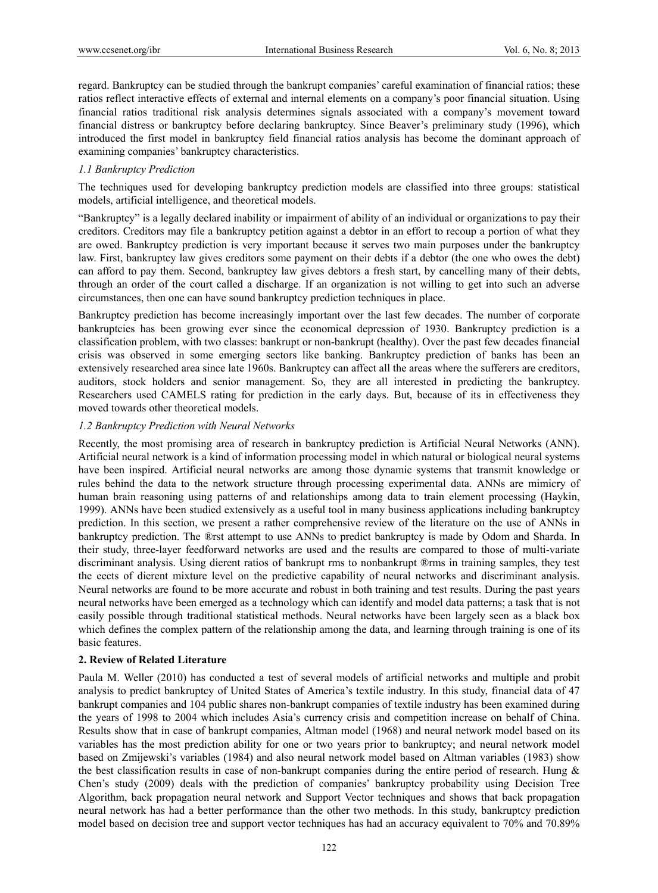regard. Bankruptcy can be studied through the bankrupt companies' careful examination of financial ratios; these ratios reflect interactive effects of external and internal elements on a company's poor financial situation. Using financial ratios traditional risk analysis determines signals associated with a company's movement toward financial distress or bankruptcy before declaring bankruptcy. Since Beaver's preliminary study (1996), which introduced the first model in bankruptcy field financial ratios analysis has become the dominant approach of examining companies' bankruptcy characteristics.

### *1.1 Bankruptcy Prediction*

The techniques used for developing bankruptcy prediction models are classified into three groups: statistical models, artificial intelligence, and theoretical models.

"Bankruptcy" is a legally declared inability or impairment of ability of an individual or organizations to pay their creditors. Creditors may file a bankruptcy petition against a debtor in an effort to recoup a portion of what they are owed. Bankruptcy prediction is very important because it serves two main purposes under the bankruptcy law. First, bankruptcy law gives creditors some payment on their debts if a debtor (the one who owes the debt) can afford to pay them. Second, bankruptcy law gives debtors a fresh start, by cancelling many of their debts, through an order of the court called a discharge. If an organization is not willing to get into such an adverse circumstances, then one can have sound bankruptcy prediction techniques in place.

Bankruptcy prediction has become increasingly important over the last few decades. The number of corporate bankruptcies has been growing ever since the economical depression of 1930. Bankruptcy prediction is a classification problem, with two classes: bankrupt or non-bankrupt (healthy). Over the past few decades financial crisis was observed in some emerging sectors like banking. Bankruptcy prediction of banks has been an extensively researched area since late 1960s. Bankruptcy can affect all the areas where the sufferers are creditors, auditors, stock holders and senior management. So, they are all interested in predicting the bankruptcy. Researchers used CAMELS rating for prediction in the early days. But, because of its in effectiveness they moved towards other theoretical models.

### *1.2 Bankruptcy Prediction with Neural Networks*

Recently, the most promising area of research in bankruptcy prediction is Artificial Neural Networks (ANN). Artificial neural network is a kind of information processing model in which natural or biological neural systems have been inspired. Artificial neural networks are among those dynamic systems that transmit knowledge or rules behind the data to the network structure through processing experimental data. ANNs are mimicry of human brain reasoning using patterns of and relationships among data to train element processing (Haykin, 1999). ANNs have been studied extensively as a useful tool in many business applications including bankruptcy prediction. In this section, we present a rather comprehensive review of the literature on the use of ANNs in bankruptcy prediction. The ®rst attempt to use ANNs to predict bankruptcy is made by Odom and Sharda. In their study, three-layer feedforward networks are used and the results are compared to those of multi-variate discriminant analysis. Using dierent ratios of bankrupt rms to nonbankrupt ®rms in training samples, they test the eects of dierent mixture level on the predictive capability of neural networks and discriminant analysis. Neural networks are found to be more accurate and robust in both training and test results. During the past years neural networks have been emerged as a technology which can identify and model data patterns; a task that is not easily possible through traditional statistical methods. Neural networks have been largely seen as a black box which defines the complex pattern of the relationship among the data, and learning through training is one of its basic features.

## 2. Review of Related Literature

Paula M. Weller (2010) has conducted a test of several models of artificial networks and multiple and probit analysis to predict bankruptcy of United States of America's textile industry. In this study, financial data of 47 bankrupt companies and 104 public shares non-bankrupt companies of textile industry has been examined during the years of 1998 to 2004 which includes Asia's currency crisis and competition increase on behalf of China. Results show that in case of bankrupt companies, Altman model (1968) and neural network model based on its variables has the most prediction ability for one or two years prior to bankruptcy; and neural network model based on Zmijewski's variables (1984) and also neural network model based on Altman variables (1983) show the best classification results in case of non-bankrupt companies during the entire period of research. Hung & Chen's study (2009) deals with the prediction of companies' bankruptcy probability using Decision Tree Algorithm, back propagation neural network and Support Vector techniques and shows that back propagation neural network has had a better performance than the other two methods. In this study, bankruptcy prediction model based on decision tree and support vector techniques has had an accuracy equivalent to 70% and 70.89%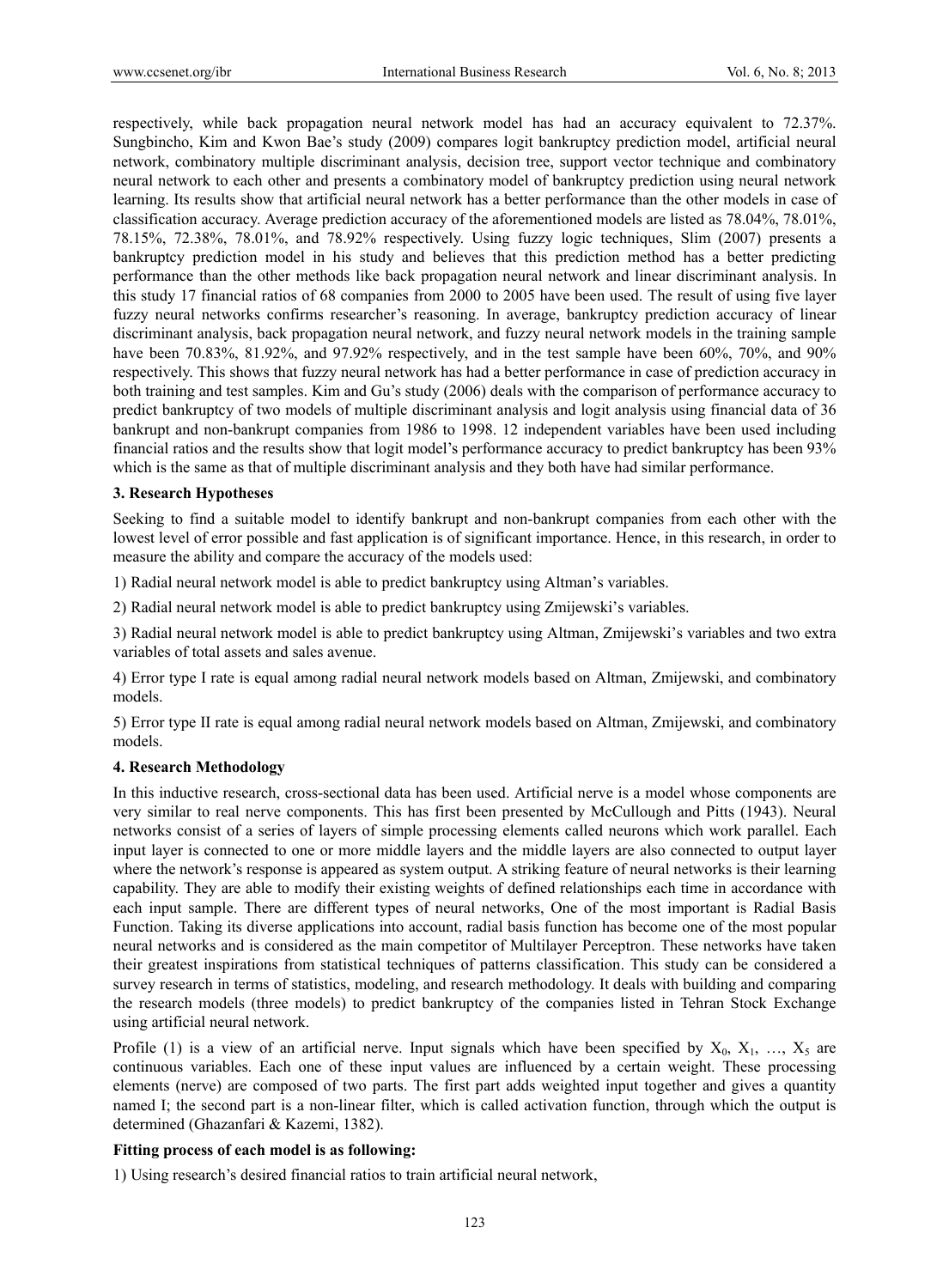respectively, while back propagation neural network model has had an accuracy equivalent to 72.37%. Sungbincho, Kim and Kwon Bae's study (2009) compares logit bankruptcy prediction model, artificial neural network, combinatory multiple discriminant analysis, decision tree, support vector technique and combinatory neural network to each other and presents a combinatory model of bankruptcy prediction using neural network learning. Its results show that artificial neural network has a better performance than the other models in case of classification accuracy. Average prediction accuracy of the aforementioned models are listed as 78.04%, 78.01%, 78.15%, 72.38%, 78.01%, and 78.92% respectively. Using fuzzy logic techniques, Slim (2007) presents a bankruptcy prediction model in his study and believes that this prediction method has a better predicting performance than the other methods like back propagation neural network and linear discriminant analysis. In this study 17 financial ratios of 68 companies from 2000 to 2005 have been used. The result of using five layer fuzzy neural networks confirms researcher's reasoning. In average, bankruptcy prediction accuracy of linear discriminant analysis, back propagation neural network, and fuzzy neural network models in the training sample have been 70.83%, 81.92%, and 97.92% respectively, and in the test sample have been 60%, 70%, and 90% respectively. This shows that fuzzy neural network has had a better performance in case of prediction accuracy in both training and test samples. Kim and Gu's study (2006) deals with the comparison of performance accuracy to predict bankruptcy of two models of multiple discriminant analysis and logit analysis using financial data of 36 bankrupt and non-bankrupt companies from 1986 to 1998. 12 independent variables have been used including financial ratios and the results show that logit model's performance accuracy to predict bankruptcy has been 93% which is the same as that of multiple discriminant analysis and they both have had similar performance.

## 3. Research Hypotheses

Seeking to find a suitable model to identify bankrupt and non-bankrupt companies from each other with the lowest level of error possible and fast application is of significant importance. Hence, in this research, in order to measure the ability and compare the accuracy of the models used:

1) Radial neural network model is able to predict bankruptcy using Altman's variables.

2) Radial neural network model is able to predict bankruptcy using Zmijewski's variables.

3) Radial neural network model is able to predict bankruptcy using Altman, Zmijewski's variables and two extra variables of total assets and sales avenue.

4) Error type I rate is equal among radial neural network models based on Altman, Zmijewski, and combinatory models.

5) Error type II rate is equal among radial neural network models based on Altman, Zmijewski, and combinatory models.

## 4. Research Methodology

In this inductive research, cross-sectional data has been used. Artificial nerve is a model whose components are very similar to real nerve components. This has first been presented by McCullough and Pitts (1943). Neural networks consist of a series of layers of simple processing elements called neurons which work parallel. Each input layer is connected to one or more middle layers and the middle layers are also connected to output layer where the network's response is appeared as system output. A striking feature of neural networks is their learning capability. They are able to modify their existing weights of defined relationships each time in accordance with each input sample. There are different types of neural networks, One of the most important is Radial Basis Function. Taking its diverse applications into account, radial basis function has become one of the most popular neural networks and is considered as the main competitor of Multilayer Perceptron. These networks have taken their greatest inspirations from statistical techniques of patterns classification. This study can be considered a survey research in terms of statistics, modeling, and research methodology. It deals with building and comparing the research models (three models) to predict bankruptcy of the companies listed in Tehran Stock Exchange using artificial neural network.

Profile (1) is a view of an artificial nerve. Input signals which have been specified by $X_0$, $X_1$, …, $X_5$ are continuous variables. Each one of these input values are influenced by a certain weight. These processing elements (nerve) are composed of two parts. The first part adds weighted input together and gives a quantity named I; the second part is a non-linear filter, which is called activation function, through which the output is determined (Ghazanfari & Kazemi, 1382).

**Fitting process of each model is as following:**

1) Using research's desired financial ratios to train artificial neural network,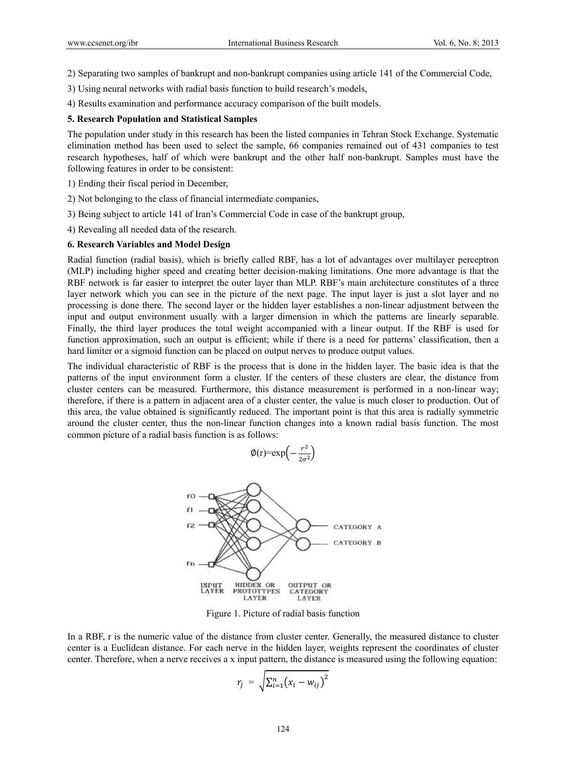2) Separating two samples of bankrupt and non-bankrupt companies using article 141 of the Commercial Code,

3) Using neural networks with radial basis function to build research's models,

4) Results examination and performance accuracy comparison of the built models.

## 5. Research Population and Statistical Samples

The population under study in this research has been the listed companies in Tehran Stock Exchange. Systematic elimination method has been used to select the sample, 66 companies remained out of 431 companies to test research hypotheses, half of which were bankrupt and the other half non-bankrupt. Samples must have the following features in order to be consistent:

1) Ending their fiscal period in December,

2) Not belonging to the class of financial intermediate companies,

3) Being subject to article 141 of Iran's Commercial Code in case of the bankrupt group,

4) Revealing all needed data of the research.

## 6. Research Variables and Model Design

Radial function (radial basis), which is briefly called RBF, has a lot of advantages over multilayer perceptron (MLP) including higher speed and creating better decision-making limitations. One more advantage is that the RBF network is far easier to interpret the outer layer than MLP. RBF's main architecture constitutes of a three layer network which you can see in the picture of the next page. The input layer is just a slot layer and no processing is done there. The second layer or the hidden layer establishes a non-linear adjustment between the input and output environment usually with a larger dimension in which the patterns are linearly separable. Finally, the third layer produces the total weight accompanied with a linear output. If the RBF is used for function approximation, such an output is efficient; while if there is a need for patterns' classification, then a hard limiter or a sigmoid function can be placed on output nerves to produce output values.

The individual characteristic of RBF is the process that is done in the hidden layer. The basic idea is that the patterns of the input environment form a cluster. If the centers of these clusters are clear, the distance from cluster centers can be measured. Furthermore, this distance measurement is performed in a non-linear way; therefore, if there is a pattern in adjacent area of a cluster center, the value is much closer to production. Out of this area, the value obtained is significantly reduced. The important point is that this area is radially symmetric around the cluster center, thus the non-linear function changes into a known radial basis function. The most common picture of a radial basis function is as follows:

$$\emptyset(r)=\exp\left(-\frac{r^2}{2\sigma^2}\right)$$

Figure 1. Picture of radial basis function

In a RBF, r is the numeric value of the distance from cluster center. Generally, the measured distance to cluster center is a Euclidean distance. For each nerve in the hidden layer, weights represent the coordinates of cluster center. Therefore, when a nerve receives a x input pattern, the distance is measured using the following equation:

$$r_j = \sqrt{\sum_{i=1}^{n}\left(x_i - w_{ij}\right)^2}$$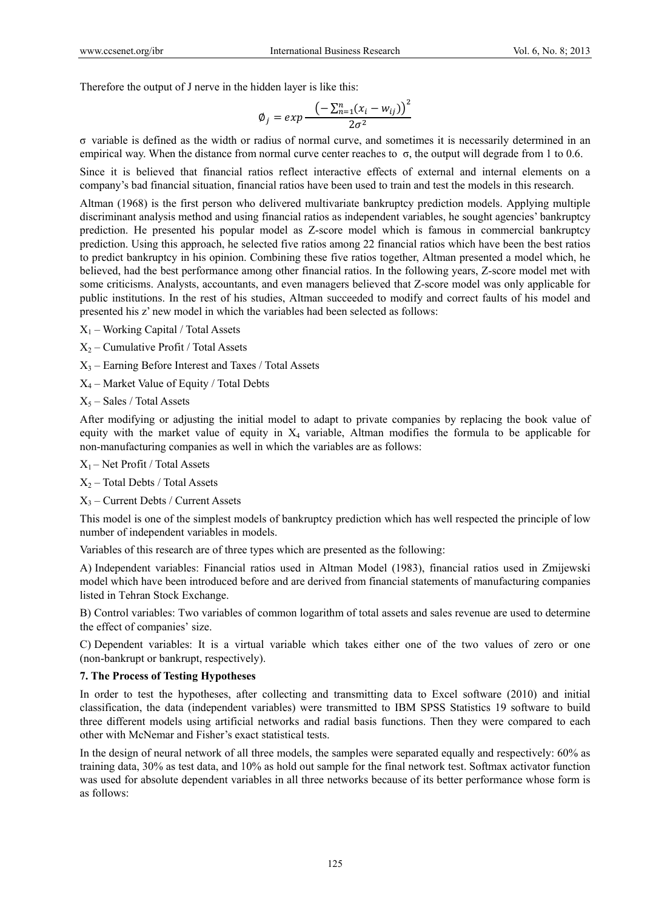Therefore the output of J nerve in the hidden layer is like this:

$$\emptyset_j = exp\frac{\left(-\sum_{n=1}^{n}(x_i - w_{ij})\right)^2}{2\sigma^2}$$

σ variable is defined as the width or radius of normal curve, and sometimes it is necessarily determined in an empirical way. When the distance from normal curve center reaches to σ, the output will degrade from 1 to 0.6.

Since it is believed that financial ratios reflect interactive effects of external and internal elements on a company's bad financial situation, financial ratios have been used to train and test the models in this research.

Altman (1968) is the first person who delivered multivariate bankruptcy prediction models. Applying multiple discriminant analysis method and using financial ratios as independent variables, he sought agencies' bankruptcy prediction. He presented his popular model as Z-score model which is famous in commercial bankruptcy prediction. Using this approach, he selected five ratios among 22 financial ratios which have been the best ratios to predict bankruptcy in his opinion. Combining these five ratios together, Altman presented a model which, he believed, had the best performance among other financial ratios. In the following years, Z-score model met with some criticisms. Analysts, accountants, and even managers believed that Z-score model was only applicable for public institutions. In the rest of his studies, Altman succeeded to modify and correct faults of his model and presented his z' new model in which the variables had been selected as follows:

$X_1$ – Working Capital / Total Assets

$X_2$ – Cumulative Profit / Total Assets

$X_3$ – Earning Before Interest and Taxes / Total Assets

$X_4$ – Market Value of Equity / Total Debts

$X_5$ – Sales / Total Assets

After modifying or adjusting the initial model to adapt to private companies by replacing the book value of equity with the market value of equity in $X_4$ variable, Altman modifies the formula to be applicable for non-manufacturing companies as well in which the variables are as follows:

$X_1$ – Net Profit / Total Assets

$X_2$ – Total Debts / Total Assets

$X_3$ – Current Debts / Current Assets

This model is one of the simplest models of bankruptcy prediction which has well respected the principle of low number of independent variables in models.

Variables of this research are of three types which are presented as the following:

A) Independent variables: Financial ratios used in Altman Model (1983), financial ratios used in Zmijewski model which have been introduced before and are derived from financial statements of manufacturing companies listed in Tehran Stock Exchange.

B) Control variables: Two variables of common logarithm of total assets and sales revenue are used to determine the effect of companies' size.

C) Dependent variables: It is a virtual variable which takes either one of the two values of zero or one (non-bankrupt or bankrupt, respectively).

## 7. The Process of Testing Hypotheses

In order to test the hypotheses, after collecting and transmitting data to Excel software (2010) and initial classification, the data (independent variables) were transmitted to IBM SPSS Statistics 19 software to build three different models using artificial networks and radial basis functions. Then they were compared to each other with McNemar and Fisher's exact statistical tests.

In the design of neural network of all three models, the samples were separated equally and respectively: 60% as training data, 30% as test data, and 10% as hold out sample for the final network test. Softmax activator function was used for absolute dependent variables in all three networks because of its better performance whose form is as follows: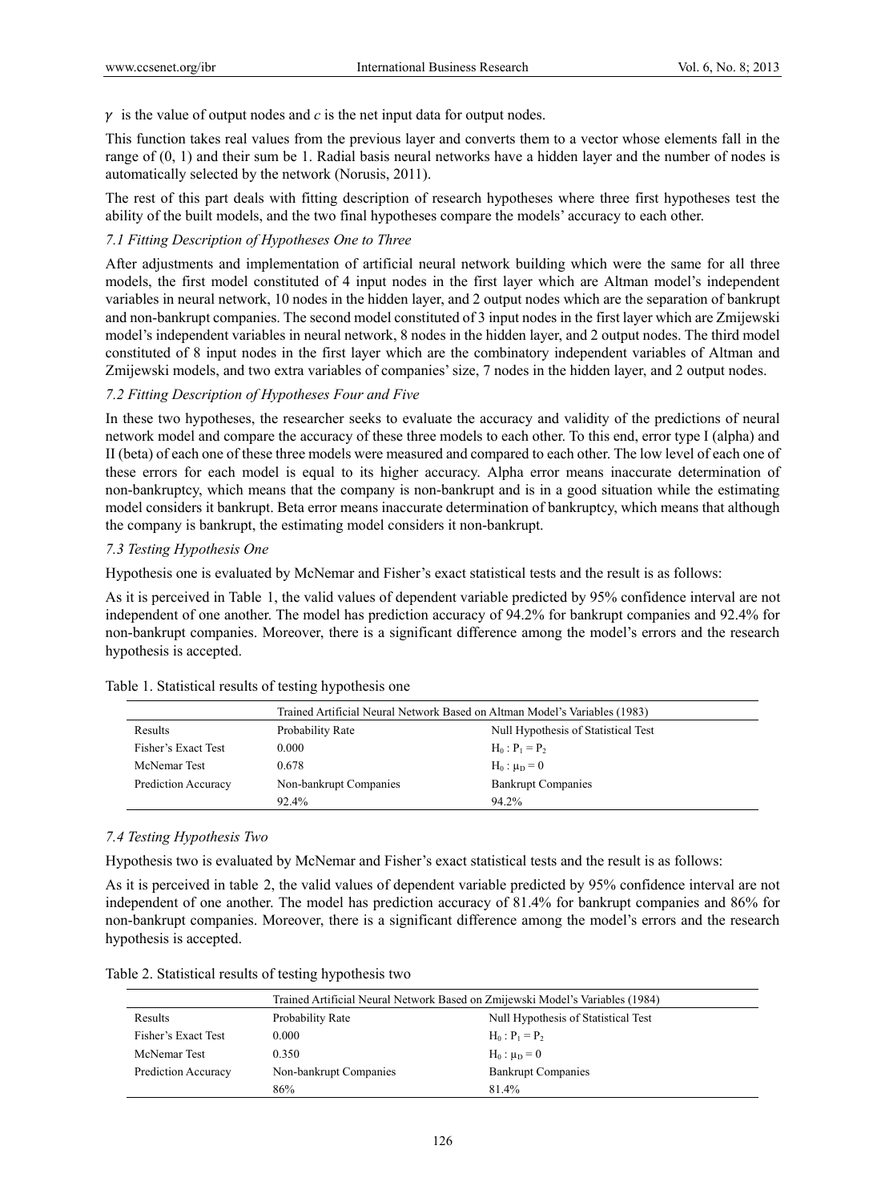$\gamma$ is the value of output nodes and $c$ is the net input data for output nodes.

This function takes real values from the previous layer and converts them to a vector whose elements fall in the range of (0, 1) and their sum be 1. Radial basis neural networks have a hidden layer and the number of nodes is automatically selected by the network (Norusis, 2011).

The rest of this part deals with fitting description of research hypotheses where three first hypotheses test the ability of the built models, and the two final hypotheses compare the models' accuracy to each other.

### *7.1 Fitting Description of Hypotheses One to Three*

After adjustments and implementation of artificial neural network building which were the same for all three models, the first model constituted of 4 input nodes in the first layer which are Altman model's independent variables in neural network, 10 nodes in the hidden layer, and 2 output nodes which are the separation of bankrupt and non-bankrupt companies. The second model constituted of 3 input nodes in the first layer which are Zmijewski model's independent variables in neural network, 8 nodes in the hidden layer, and 2 output nodes. The third model constituted of 8 input nodes in the first layer which are the combinatory independent variables of Altman and Zmijewski models, and two extra variables of companies' size, 7 nodes in the hidden layer, and 2 output nodes.

### *7.2 Fitting Description of Hypotheses Four and Five*

In these two hypotheses, the researcher seeks to evaluate the accuracy and validity of the predictions of neural network model and compare the accuracy of these three models to each other. To this end, error type I (alpha) and II (beta) of each one of these three models were measured and compared to each other. The low level of each one of these errors for each model is equal to its higher accuracy. Alpha error means inaccurate determination of non-bankruptcy, which means that the company is non-bankrupt and is in a good situation while the estimating model considers it bankrupt. Beta error means inaccurate determination of bankruptcy, which means that although the company is bankrupt, the estimating model considers it non-bankrupt.

### *7.3 Testing Hypothesis One*

Hypothesis one is evaluated by McNemar and Fisher's exact statistical tests and the result is as follows:

As it is perceived in Table 1, the valid values of dependent variable predicted by 95% confidence interval are not independent of one another. The model has prediction accuracy of 94.2% for bankrupt companies and 92.4% for non-bankrupt companies. Moreover, there is a significant difference among the model's errors and the research hypothesis is accepted.

Table 1. Statistical results of testing hypothesis one

| | Trained Artificial Neural Network Based on Altman Model's Variables (1983) | |
|---|---|---|
| Results | Probability Rate | Null Hypothesis of Statistical Test |
| Fisher's Exact Test | 0.000 | $H_0 : P_1 = P_2$ |
| McNemar Test | 0.678 | $H_0 : \mu_D = 0$ |
| Prediction Accuracy | Non-bankrupt Companies | Bankrupt Companies |
| | 92.4% | 94.2% |

### *7.4 Testing Hypothesis Two*

Hypothesis two is evaluated by McNemar and Fisher's exact statistical tests and the result is as follows:

As it is perceived in table 2, the valid values of dependent variable predicted by 95% confidence interval are not independent of one another. The model has prediction accuracy of 81.4% for bankrupt companies and 86% for non-bankrupt companies. Moreover, there is a significant difference among the model's errors and the research hypothesis is accepted.

Table 2. Statistical results of testing hypothesis two

| | Trained Artificial Neural Network Based on Zmijewski Model's Variables (1984) | |
|---|---|---|
| Results | Probability Rate | Null Hypothesis of Statistical Test |
| Fisher's Exact Test | 0.000 | $H_0 : P_1 = P_2$ |
| McNemar Test | 0.350 | $H_0 : \mu_D = 0$ |
| Prediction Accuracy | Non-bankrupt Companies | Bankrupt Companies |
| | 86% | 81.4% |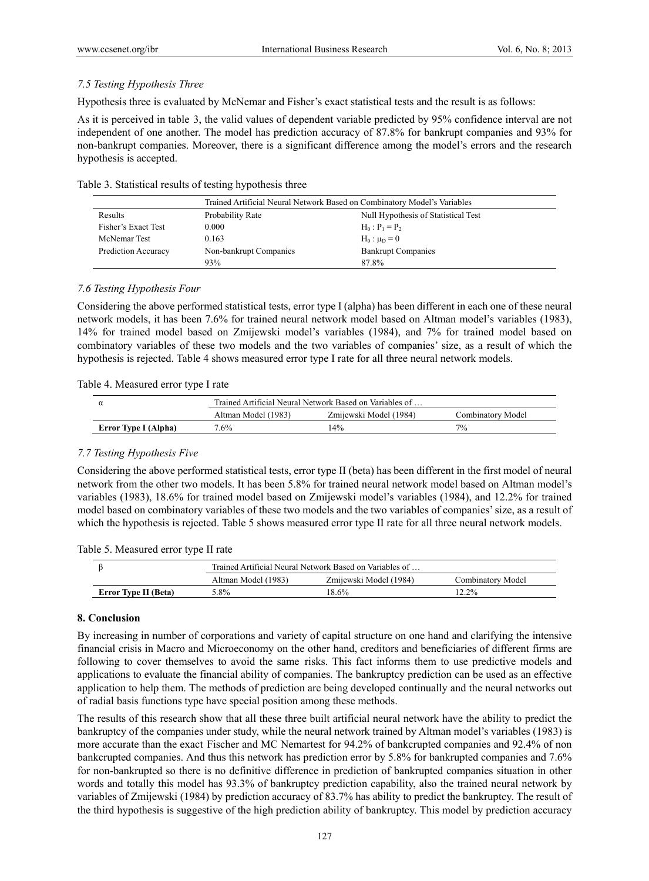### *7.5 Testing Hypothesis Three*

Hypothesis three is evaluated by McNemar and Fisher's exact statistical tests and the result is as follows:

As it is perceived in table 3, the valid values of dependent variable predicted by 95% confidence interval are not independent of one another. The model has prediction accuracy of 87.8% for bankrupt companies and 93% for non-bankrupt companies. Moreover, there is a significant difference among the model's errors and the research hypothesis is accepted.

Table 3. Statistical results of testing hypothesis three

| | Trained Artificial Neural Network Based on Combinatory Model's Variables | |
|---|---|---|
| Results | Probability Rate | Null Hypothesis of Statistical Test |
| Fisher's Exact Test | 0.000 | $H_0 : P_1 = P_2$ |
| McNemar Test | 0.163 | $H_0 : \mu_D = 0$ |
| Prediction Accuracy | Non-bankrupt Companies | Bankrupt Companies |
| | 93% | 87.8% |

### *7.6 Testing Hypothesis Four*

Considering the above performed statistical tests, error type I (alpha) has been different in each one of these neural network models, it has been 7.6% for trained neural network model based on Altman model's variables (1983), 14% for trained model based on Zmijewski model's variables (1984), and 7% for trained model based on combinatory variables of these two models and the two variables of companies' size, as a result of which the hypothesis is rejected. Table 4 shows measured error type I rate for all three neural network models.

Table 4. Measured error type I rate

| $\alpha$ | Trained Artificial Neural Network Based on Variables of … | | |
|---|---|---|---|
| | Altman Model (1983) | Zmijewski Model (1984) | Combinatory Model |
| **Error Type I (Alpha)** | 7.6% | 14% | 7% |

### *7.7 Testing Hypothesis Five*

Considering the above performed statistical tests, error type II (beta) has been different in the first model of neural network from the other two models. It has been 5.8% for trained neural network model based on Altman model's variables (1983), 18.6% for trained model based on Zmijewski model's variables (1984), and 12.2% for trained model based on combinatory variables of these two models and the two variables of companies' size, as a result of which the hypothesis is rejected. Table 5 shows measured error type II rate for all three neural network models.

Table 5. Measured error type II rate

| $\beta$ | Trained Artificial Neural Network Based on Variables of … | | |
|---|---|---|---|
| | Altman Model (1983) | Zmijewski Model (1984) | Combinatory Model |
| **Error Type II (Beta)** | 5.8% | 18.6% | 12.2% |

## 8. Conclusion

By increasing in number of corporations and variety of capital structure on one hand and clarifying the intensive financial crisis in Macro and Microeconomy on the other hand, creditors and beneficiaries of different firms are following to cover themselves to avoid the same risks. This fact informs them to use predictive models and applications to evaluate the financial ability of companies. The bankruptcy prediction can be used as an effective application to help them. The methods of prediction are being developed continually and the neural networks out of radial basis functions type have special position among these methods.

The results of this research show that all these three built artificial neural network have the ability to predict the bankruptcy of the companies under study, while the neural network trained by Altman model's variables (1983) is more accurate than the exact Fischer and MC Nemartest for 94.2% of bankcrupted companies and 92.4% of non bankcrupted companies. And thus this network has prediction error by 5.8% for bankrupted companies and 7.6% for non-bankrupted so there is no definitive difference in prediction of bankrupted companies situation in other words and totally this model has 93.3% of bankruptcy prediction capability, also the trained neural network by variables of Zmijewski (1984) by prediction accuracy of 83.7% has ability to predict the bankruptcy. The result of the third hypothesis is suggestive of the high prediction ability of bankruptcy. This model by prediction accuracy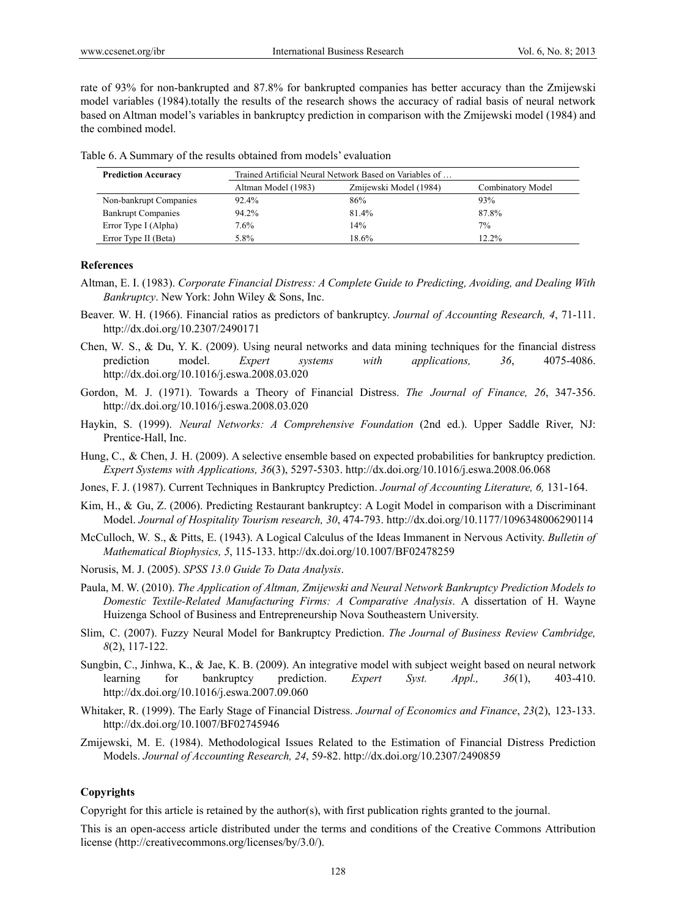rate of 93% for non-bankrupted and 87.8% for bankrupted companies has better accuracy than the Zmijewski model variables (1984).totally the results of the research shows the accuracy of radial basis of neural network based on Altman model's variables in bankruptcy prediction in comparison with the Zmijewski model (1984) and the combined model.

Table 6. A Summary of the results obtained from models' evaluation

| **Prediction Accuracy** | Trained Artificial Neural Network Based on Variables of … | | |
|---|---|---|---|
| | Altman Model (1983) | Zmijewski Model (1984) | Combinatory Model |
| Non-bankrupt Companies | 92.4% | 86% | 93% |
| Bankrupt Companies | 94.2% | 81.4% | 87.8% |
| Error Type I (Alpha) | 7.6% | 14% | 7% |
| Error Type II (Beta) | 5.8% | 18.6% | 12.2% |

## References

Altman, E. I. (1983). *Corporate Financial Distress: A Complete Guide to Predicting, Avoiding, and Dealing With Bankruptcy*. New York: John Wiley & Sons, Inc.

Beaver. W. H. (1966). Financial ratios as predictors of bankruptcy. *Journal of Accounting Research, 4*, 71-111. http://dx.doi.org/10.2307/2490171

Chen, W. S., & Du, Y. K. (2009). Using neural networks and data mining techniques for the financial distress prediction model. *Expert systems with applications, 36*, 4075-4086. http://dx.doi.org/10.1016/j.eswa.2008.03.020

Gordon, M. J. (1971). Towards a Theory of Financial Distress. *The Journal of Finance, 26*, 347-356. http://dx.doi.org/10.1016/j.eswa.2008.03.020

Haykin, S. (1999). *Neural Networks: A Comprehensive Foundation* (2nd ed.). Upper Saddle River, NJ: Prentice-Hall, Inc.

Hung, C., & Chen, J. H. (2009). A selective ensemble based on expected probabilities for bankruptcy prediction. *Expert Systems with Applications, 36*(3), 5297-5303. http://dx.doi.org/10.1016/j.eswa.2008.06.068

Jones, F. J. (1987). Current Techniques in Bankruptcy Prediction. *Journal of Accounting Literature, 6,* 131-164.

Kim, H., & Gu, Z. (2006). Predicting Restaurant bankruptcy: A Logit Model in comparison with a Discriminant Model. *Journal of Hospitality Tourism research, 30*, 474-793. http://dx.doi.org/10.1177/1096348006290114

McCulloch, W. S., & Pitts, E. (1943). A Logical Calculus of the Ideas Immanent in Nervous Activity. *Bulletin of Mathematical Biophysics, 5*, 115-133. http://dx.doi.org/10.1007/BF02478259

Norusis, M. J. (2005). *SPSS 13.0 Guide To Data Analysis*.

Paula, M. W. (2010). *The Application of Altman, Zmijewski and Neural Network Bankruptcy Prediction Models to Domestic Textile-Related Manufacturing Firms: A Comparative Analysis*. A dissertation of H. Wayne Huizenga School of Business and Entrepreneurship Nova Southeastern University.

Slim, C. (2007). Fuzzy Neural Model for Bankruptcy Prediction. *The Journal of Business Review Cambridge, 8*(2), 117-122.

Sungbin, C., Jinhwa, K., & Jae, K. B. (2009). An integrative model with subject weight based on neural network learning for bankruptcy prediction. *Expert Syst. Appl., 36*(1), 403-410. http://dx.doi.org/10.1016/j.eswa.2007.09.060

Whitaker, R. (1999). The Early Stage of Financial Distress. *Journal of Economics and Finance*, *23*(2), 123-133. http://dx.doi.org/10.1007/BF02745946

Zmijewski, M. E. (1984). Methodological Issues Related to the Estimation of Financial Distress Prediction Models. *Journal of Accounting Research, 24*, 59-82. http://dx.doi.org/10.2307/2490859

## Copyrights

Copyright for this article is retained by the author(s), with first publication rights granted to the journal.

This is an open-access article distributed under the terms and conditions of the Creative Commons Attribution license (http://creativecommons.org/licenses/by/3.0/).